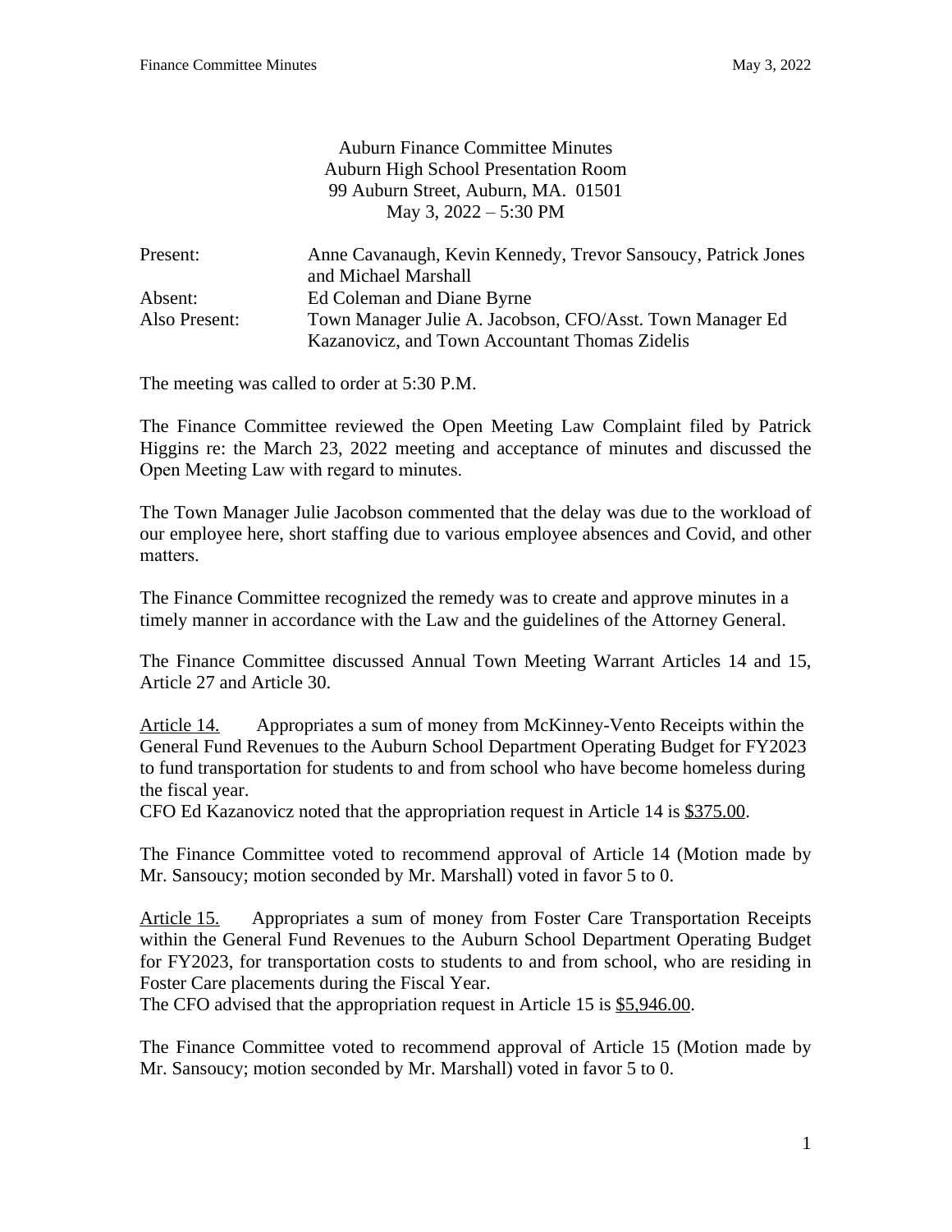# Auburn Finance Committee Minutes

Auburn High School Presentation Room
99 Auburn Street, Auburn, MA. 01501
May 3, 2022 – 5:30 PM

| | |
|---|---|
| Present: | Anne Cavanaugh, Kevin Kennedy, Trevor Sansoucy, Patrick Jones and Michael Marshall |
| Absent: | Ed Coleman and Diane Byrne |
| Also Present: | Town Manager Julie A. Jacobson, CFO/Asst. Town Manager Ed Kazanovicz, and Town Accountant Thomas Zidelis |

The meeting was called to order at 5:30 P.M.

The Finance Committee reviewed the Open Meeting Law Complaint filed by Patrick Higgins re: the March 23, 2022 meeting and acceptance of minutes and discussed the Open Meeting Law with regard to minutes.

The Town Manager Julie Jacobson commented that the delay was due to the workload of our employee here, short staffing due to various employee absences and Covid, and other matters.

The Finance Committee recognized the remedy was to create and approve minutes in a timely manner in accordance with the Law and the guidelines of the Attorney General.

The Finance Committee discussed Annual Town Meeting Warrant Articles 14 and 15, Article 27 and Article 30.

<u>Article 14.</u> Appropriates a sum of money from McKinney-Vento Receipts within the General Fund Revenues to the Auburn School Department Operating Budget for FY2023 to fund transportation for students to and from school who have become homeless during the fiscal year.
CFO Ed Kazanovicz noted that the appropriation request in Article 14 is <u>$375.00</u>.

The Finance Committee voted to recommend approval of Article 14 (Motion made by Mr. Sansoucy; motion seconded by Mr. Marshall) voted in favor 5 to 0.

<u>Article 15.</u> Appropriates a sum of money from Foster Care Transportation Receipts within the General Fund Revenues to the Auburn School Department Operating Budget for FY2023, for transportation costs to students to and from school, who are residing in Foster Care placements during the Fiscal Year.
The CFO advised that the appropriation request in Article 15 is <u>$5,946.00</u>.

The Finance Committee voted to recommend approval of Article 15 (Motion made by Mr. Sansoucy; motion seconded by Mr. Marshall) voted in favor 5 to 0.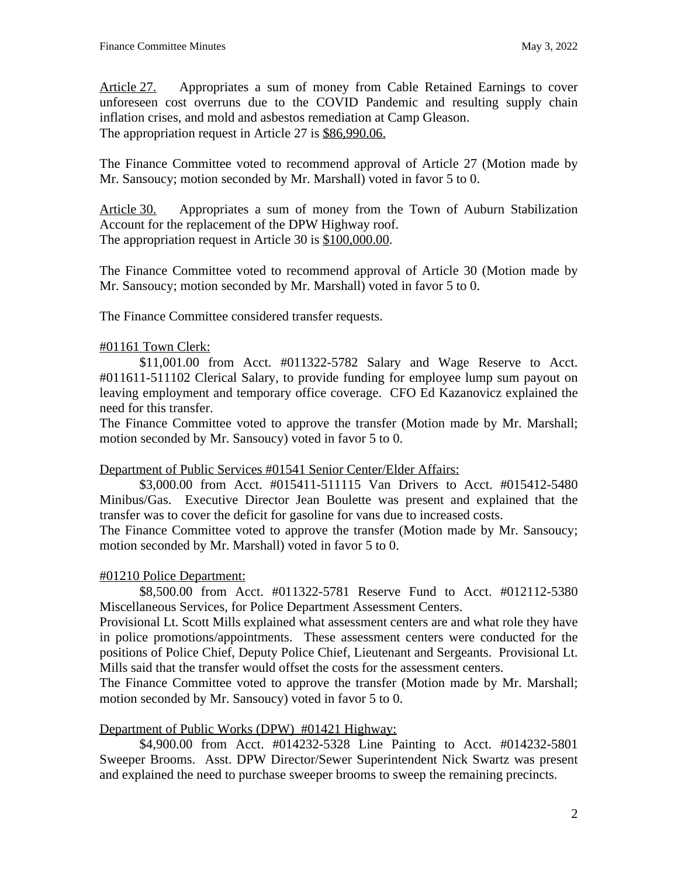Article 27. Appropriates a sum of money from Cable Retained Earnings to cover unforeseen cost overruns due to the COVID Pandemic and resulting supply chain inflation crises, and mold and asbestos remediation at Camp Gleason.
The appropriation request in Article 27 is $86,990.06.

The Finance Committee voted to recommend approval of Article 27 (Motion made by Mr. Sansoucy; motion seconded by Mr. Marshall) voted in favor 5 to 0.

Article 30. Appropriates a sum of money from the Town of Auburn Stabilization Account for the replacement of the DPW Highway roof.
The appropriation request in Article 30 is $100,000.00.

The Finance Committee voted to recommend approval of Article 30 (Motion made by Mr. Sansoucy; motion seconded by Mr. Marshall) voted in favor 5 to 0.

The Finance Committee considered transfer requests.

#01161 Town Clerk:

$11,001.00 from Acct. #011322-5782 Salary and Wage Reserve to Acct. #011611-511102 Clerical Salary, to provide funding for employee lump sum payout on leaving employment and temporary office coverage. CFO Ed Kazanovicz explained the need for this transfer.
The Finance Committee voted to approve the transfer (Motion made by Mr. Marshall; motion seconded by Mr. Sansoucy) voted in favor 5 to 0.

Department of Public Services #01541 Senior Center/Elder Affairs:

$3,000.00 from Acct. #015411-511115 Van Drivers to Acct. #015412-5480 Minibus/Gas. Executive Director Jean Boulette was present and explained that the transfer was to cover the deficit for gasoline for vans due to increased costs.
The Finance Committee voted to approve the transfer (Motion made by Mr. Sansoucy; motion seconded by Mr. Marshall) voted in favor 5 to 0.

#01210 Police Department:

$8,500.00 from Acct. #011322-5781 Reserve Fund to Acct. #012112-5380 Miscellaneous Services, for Police Department Assessment Centers.
Provisional Lt. Scott Mills explained what assessment centers are and what role they have in police promotions/appointments. These assessment centers were conducted for the positions of Police Chief, Deputy Police Chief, Lieutenant and Sergeants. Provisional Lt. Mills said that the transfer would offset the costs for the assessment centers.
The Finance Committee voted to approve the transfer (Motion made by Mr. Marshall; motion seconded by Mr. Sansoucy) voted in favor 5 to 0.

Department of Public Works (DPW) #01421 Highway:

$4,900.00 from Acct. #014232-5328 Line Painting to Acct. #014232-5801 Sweeper Brooms. Asst. DPW Director/Sewer Superintendent Nick Swartz was present and explained the need to purchase sweeper brooms to sweep the remaining precincts.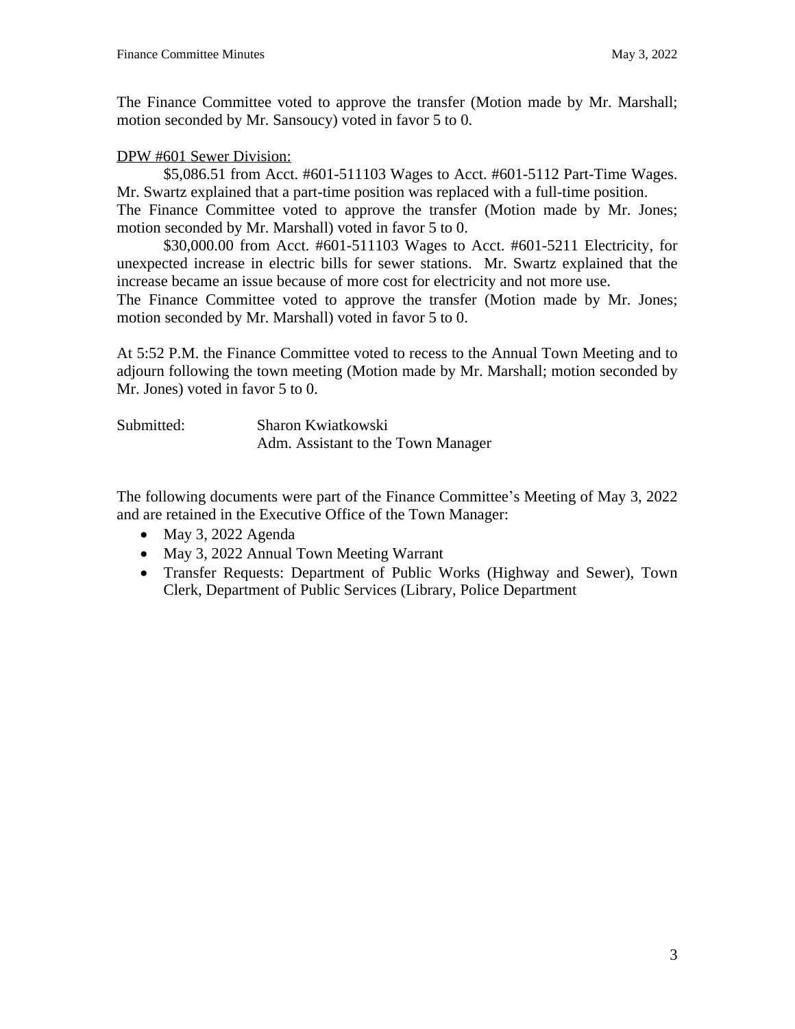The Finance Committee voted to approve the transfer (Motion made by Mr. Marshall; motion seconded by Mr. Sansoucy) voted in favor 5 to 0.

DPW #601 Sewer Division:

$5,086.51 from Acct. #601-511103 Wages to Acct. #601-5112 Part-Time Wages. Mr. Swartz explained that a part-time position was replaced with a full-time position.
The Finance Committee voted to approve the transfer (Motion made by Mr. Jones; motion seconded by Mr. Marshall) voted in favor 5 to 0.

$30,000.00 from Acct. #601-511103 Wages to Acct. #601-5211 Electricity, for unexpected increase in electric bills for sewer stations. Mr. Swartz explained that the increase became an issue because of more cost for electricity and not more use.
The Finance Committee voted to approve the transfer (Motion made by Mr. Jones; motion seconded by Mr. Marshall) voted in favor 5 to 0.

At 5:52 P.M. the Finance Committee voted to recess to the Annual Town Meeting and to adjourn following the town meeting (Motion made by Mr. Marshall; motion seconded by Mr. Jones) voted in favor 5 to 0.

Submitted: Sharon Kwiatkowski
Adm. Assistant to the Town Manager

The following documents were part of the Finance Committee's Meeting of May 3, 2022 and are retained in the Executive Office of the Town Manager:

- May 3, 2022 Agenda
- May 3, 2022 Annual Town Meeting Warrant
- Transfer Requests: Department of Public Works (Highway and Sewer), Town Clerk, Department of Public Services (Library, Police Department